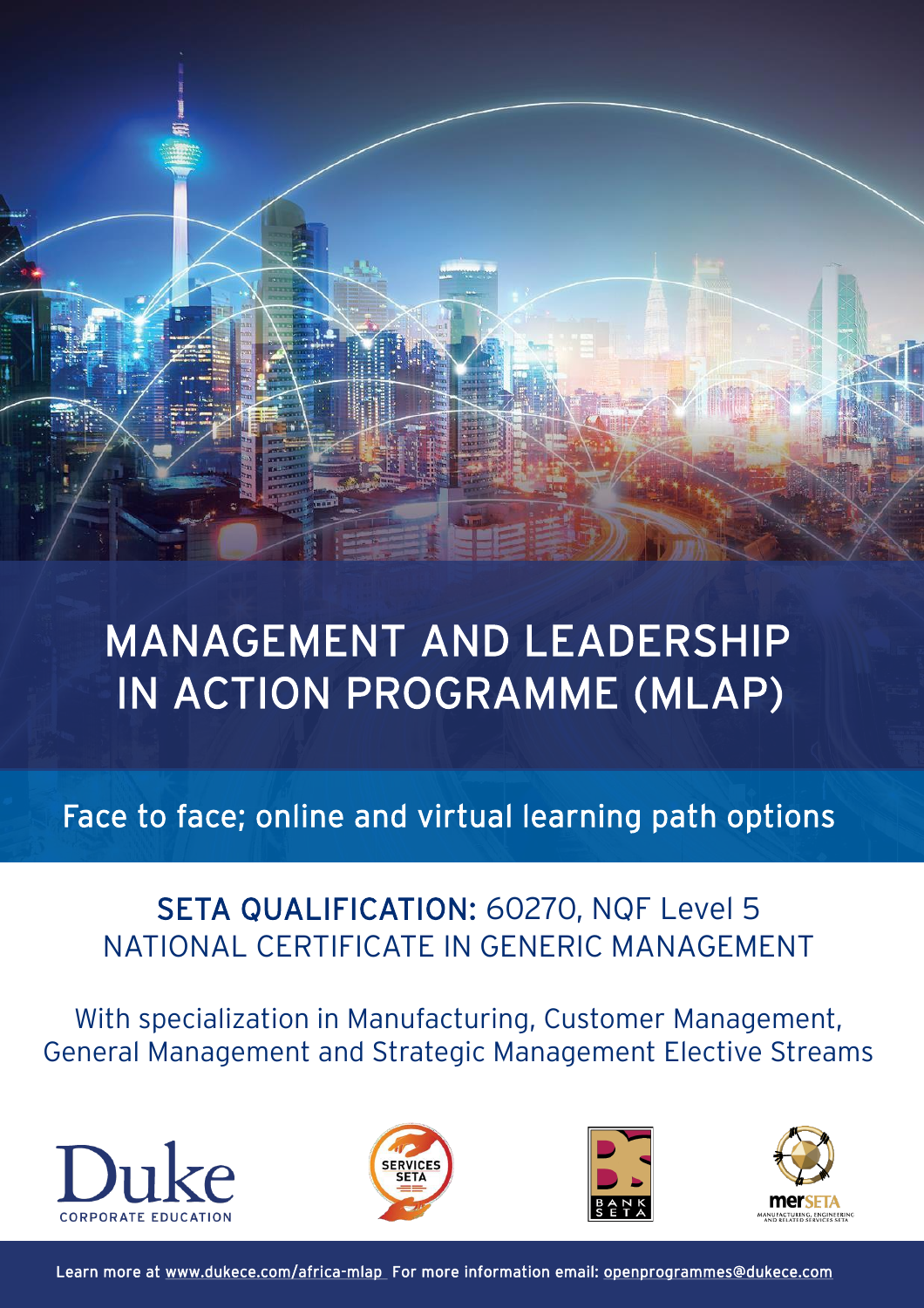# MANAGEMENT AND LEADERSHIP IN ACTION PROGRAMME (MLAP)

Face to face; online and virtual learning path options

## SETA QUALIFICATION: 60270, NQF Level 5
## NATIONAL CERTIFICATE IN GENERIC MANAGEMENT

With specialization in Manufacturing, Customer Management, General Management and Strategic Management Elective Streams

Duke CORPORATE EDUCATION

SERVICES SETA

BANK SETA

merSETA MANUFACTURING, ENGINEERING AND RELATED SERVICES SETA

Learn more at www.dukece.com/africa-mlap For more information email: openprogrammes@dukece.com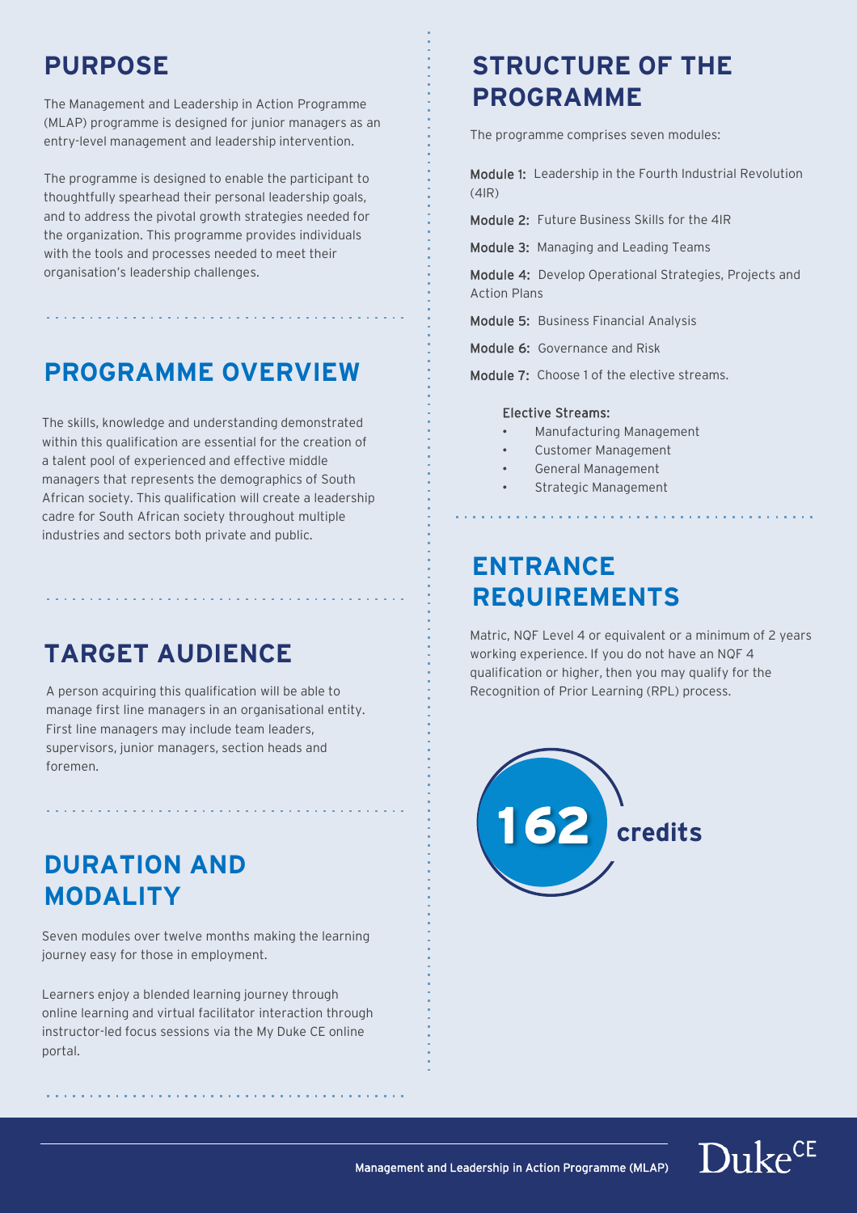## PURPOSE

The Management and Leadership in Action Programme (MLAP) programme is designed for junior managers as an entry-level management and leadership intervention.

The programme is designed to enable the participant to thoughtfully spearhead their personal leadership goals, and to address the pivotal growth strategies needed for the organization. This programme provides individuals with the tools and processes needed to meet their organisation's leadership challenges.

## PROGRAMME OVERVIEW

The skills, knowledge and understanding demonstrated within this qualification are essential for the creation of a talent pool of experienced and effective middle managers that represents the demographics of South African society. This qualification will create a leadership cadre for South African society throughout multiple industries and sectors both private and public.

## TARGET AUDIENCE

A person acquiring this qualification will be able to manage first line managers in an organisational entity. First line managers may include team leaders, supervisors, junior managers, section heads and foremen.

## DURATION AND MODALITY

Seven modules over twelve months making the learning journey easy for those in employment.

Learners enjoy a blended learning journey through online learning and virtual facilitator interaction through instructor-led focus sessions via the My Duke CE online portal.

## STRUCTURE OF THE PROGRAMME

The programme comprises seven modules:

**Module 1:** Leadership in the Fourth Industrial Revolution (4IR)

**Module 2:** Future Business Skills for the 4IR

**Module 3:** Managing and Leading Teams

**Module 4:** Develop Operational Strategies, Projects and Action Plans

**Module 5:** Business Financial Analysis

**Module 6:** Governance and Risk

**Module 7:** Choose 1 of the elective streams.

**Elective Streams:**

- Manufacturing Management
- Customer Management
- General Management
- Strategic Management

## ENTRANCE REQUIREMENTS

Matric, NQF Level 4 or equivalent or a minimum of 2 years working experience. If you do not have an NQF 4 qualification or higher, then you may qualify for the Recognition of Prior Learning (RPL) process.

**162 credits**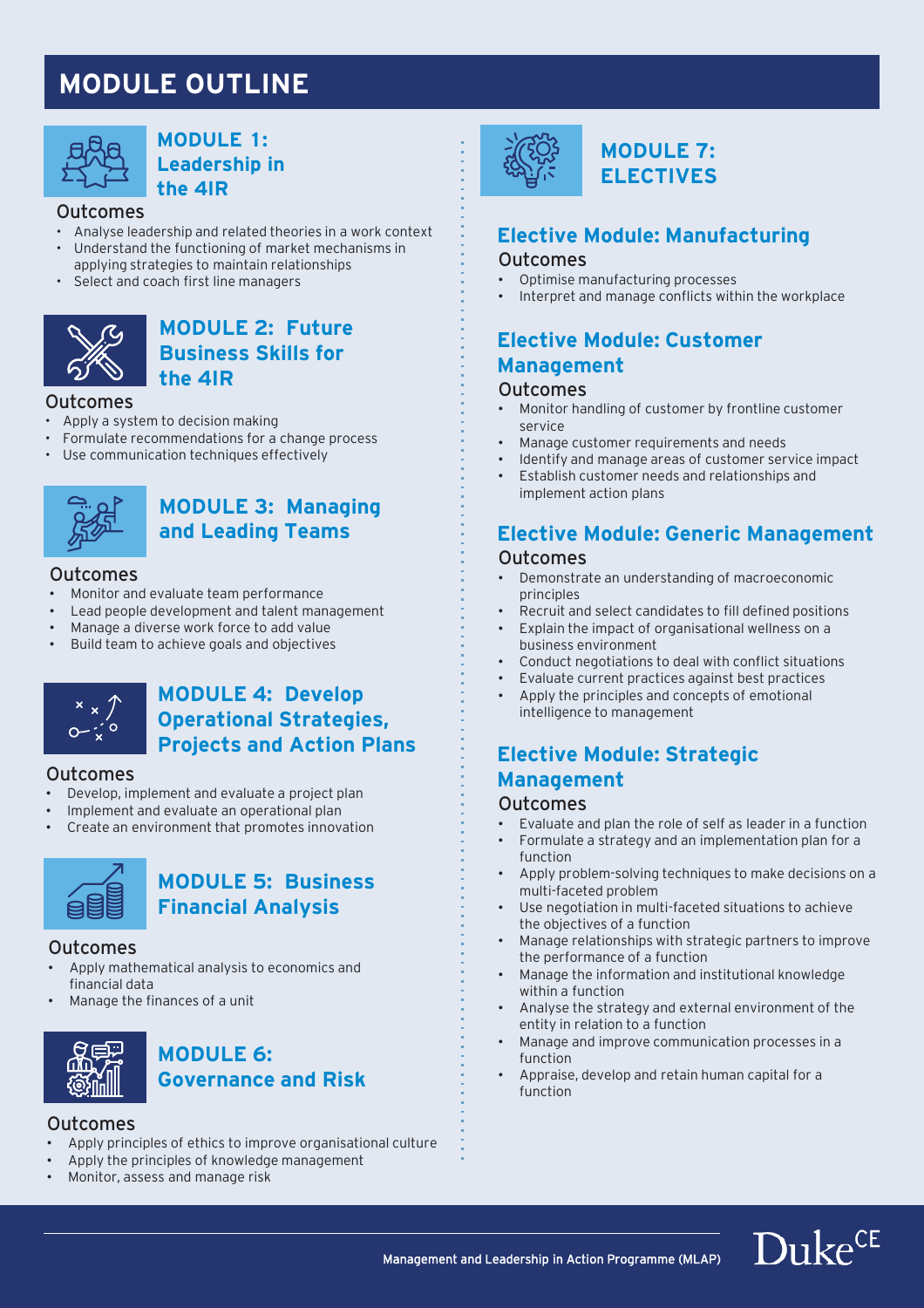# MODULE OUTLINE

## MODULE 1: Leadership in the 4IR

### Outcomes

- Analyse leadership and related theories in a work context
- Understand the functioning of market mechanisms in applying strategies to maintain relationships
- Select and coach first line managers

## MODULE 2: Future Business Skills for the 4IR

### Outcomes

- Apply a system to decision making
- Formulate recommendations for a change process
- Use communication techniques effectively

## MODULE 3: Managing and Leading Teams

### Outcomes

- Monitor and evaluate team performance
- Lead people development and talent management
- Manage a diverse work force to add value
- Build team to achieve goals and objectives

## MODULE 4: Develop Operational Strategies, Projects and Action Plans

### Outcomes

- Develop, implement and evaluate a project plan
- Implement and evaluate an operational plan
- Create an environment that promotes innovation

## MODULE 5: Business Financial Analysis

### Outcomes

- Apply mathematical analysis to economics and financial data
- Manage the finances of a unit

## MODULE 6: Governance and Risk

### Outcomes

- Apply principles of ethics to improve organisational culture
- Apply the principles of knowledge management
- Monitor, assess and manage risk

## MODULE 7: ELECTIVES

### Elective Module: Manufacturing

#### Outcomes

- Optimise manufacturing processes
- Interpret and manage conflicts within the workplace

### Elective Module: Customer Management

#### Outcomes

- Monitor handling of customer by frontline customer service
- Manage customer requirements and needs
- Identify and manage areas of customer service impact
- Establish customer needs and relationships and implement action plans

### Elective Module: Generic Management

#### Outcomes

- Demonstrate an understanding of macroeconomic principles
- Recruit and select candidates to fill defined positions
- Explain the impact of organisational wellness on a business environment
- Conduct negotiations to deal with conflict situations
- Evaluate current practices against best practices
- Apply the principles and concepts of emotional intelligence to management

### Elective Module: Strategic Management

#### Outcomes

- Evaluate and plan the role of self as leader in a function
- Formulate a strategy and an implementation plan for a function
- Apply problem-solving techniques to make decisions on a multi-faceted problem
- Use negotiation in multi-faceted situations to achieve the objectives of a function
- Manage relationships with strategic partners to improve the performance of a function
- Manage the information and institutional knowledge within a function
- Analyse the strategy and external environment of the entity in relation to a function
- Manage and improve communication processes in a function
- Appraise, develop and retain human capital for a function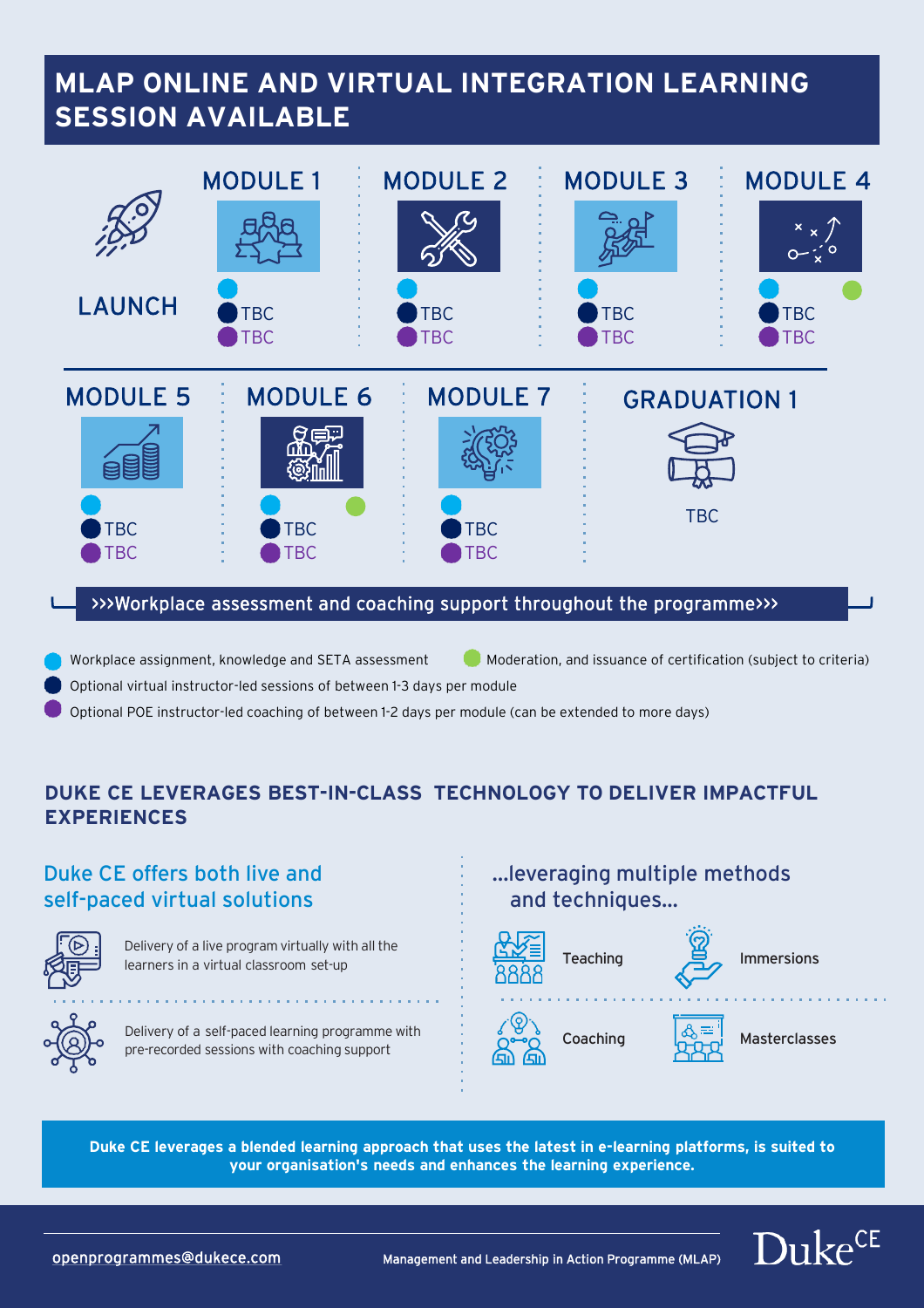# MLAP ONLINE AND VIRTUAL INTEGRATION LEARNING SESSION AVAILABLE

LAUNCH

**MODULE 1**
- TBC
- TBC

**MODULE 2**
- TBC
- TBC

**MODULE 3**
- TBC
- TBC

**MODULE 4**
- TBC
- TBC

**MODULE 5**
- TBC
- TBC

**MODULE 6**
- TBC
- TBC

**MODULE 7**
- TBC
- TBC

**GRADUATION 1**

TBC

>>>Workplace assessment and coaching support throughout the programme>>>

- Workplace assignment, knowledge and SETA assessment
- Moderation, and issuance of certification (subject to criteria)
- Optional virtual instructor-led sessions of between 1-3 days per module
- Optional POE instructor-led coaching of between 1-2 days per module (can be extended to more days)

## DUKE CE LEVERAGES BEST-IN-CLASS TECHNOLOGY TO DELIVER IMPACTFUL EXPERIENCES

### Duke CE offers both live and self-paced virtual solutions

Delivery of a live program virtually with all the learners in a virtual classroom set-up

Delivery of a self-paced learning programme with pre-recorded sessions with coaching support

### ...leveraging multiple methods and techniques...

- Teaching
- Immersions
- Coaching
- Masterclasses

**Duke CE leverages a blended learning approach that uses the latest in e-learning platforms, is suited to your organisation's needs and enhances the learning experience.**

openprogrammes@dukece.com

Management and Leadership in Action Programme (MLAP)

Duke CE